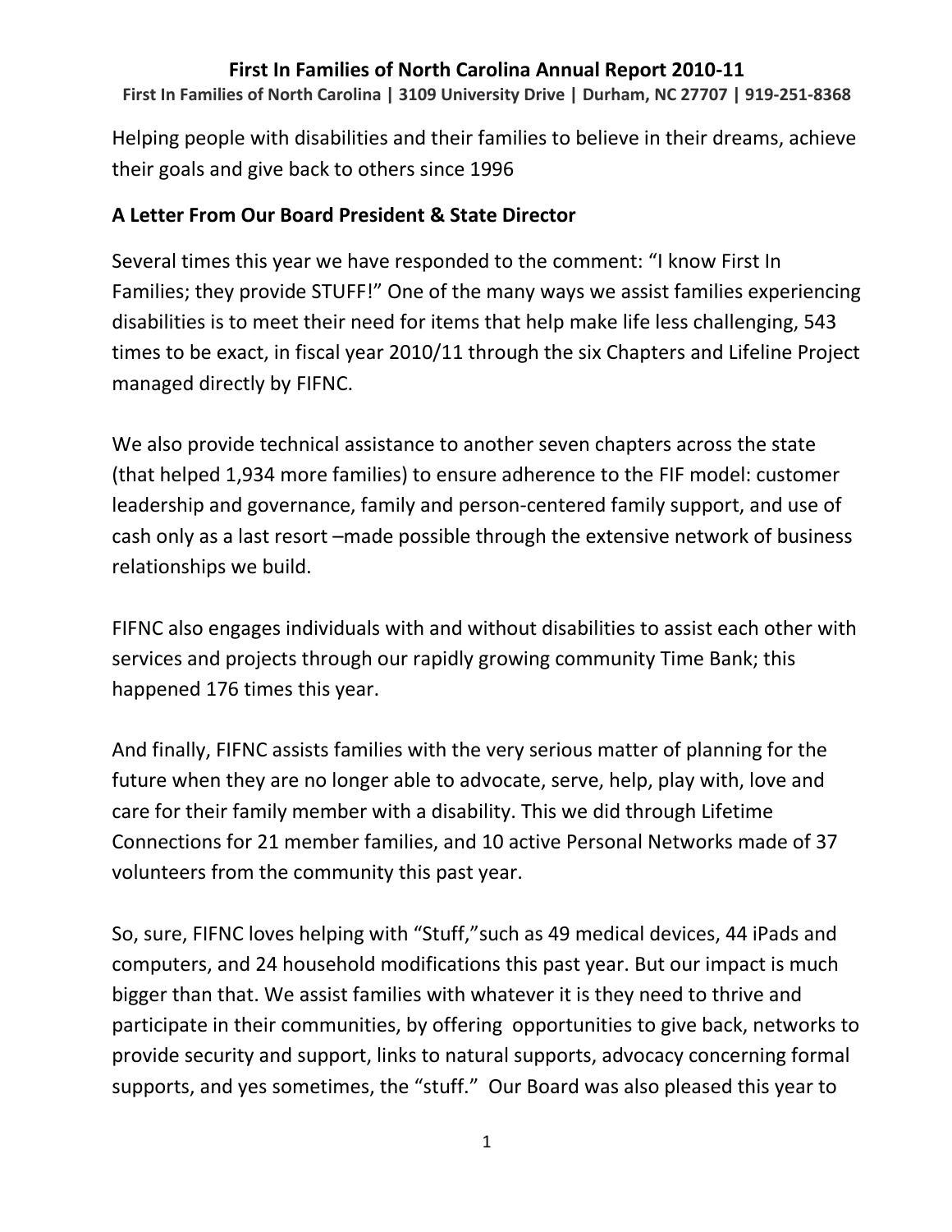# First In Families of North Carolina Annual Report 2010-11

**First In Families of North Carolina | 3109 University Drive | Durham, NC 27707 | 919-251-8368**

Helping people with disabilities and their families to believe in their dreams, achieve their goals and give back to others since 1996

## A Letter From Our Board President & State Director

Several times this year we have responded to the comment: "I know First In Families; they provide STUFF!" One of the many ways we assist families experiencing disabilities is to meet their need for items that help make life less challenging, 543 times to be exact, in fiscal year 2010/11 through the six Chapters and Lifeline Project managed directly by FIFNC.

We also provide technical assistance to another seven chapters across the state (that helped 1,934 more families) to ensure adherence to the FIF model: customer leadership and governance, family and person-centered family support, and use of cash only as a last resort –made possible through the extensive network of business relationships we build.

FIFNC also engages individuals with and without disabilities to assist each other with services and projects through our rapidly growing community Time Bank; this happened 176 times this year.

And finally, FIFNC assists families with the very serious matter of planning for the future when they are no longer able to advocate, serve, help, play with, love and care for their family member with a disability. This we did through Lifetime Connections for 21 member families, and 10 active Personal Networks made of 37 volunteers from the community this past year.

So, sure, FIFNC loves helping with "Stuff,"such as 49 medical devices, 44 iPads and computers, and 24 household modifications this past year. But our impact is much bigger than that. We assist families with whatever it is they need to thrive and participate in their communities, by offering opportunities to give back, networks to provide security and support, links to natural supports, advocacy concerning formal supports, and yes sometimes, the "stuff." Our Board was also pleased this year to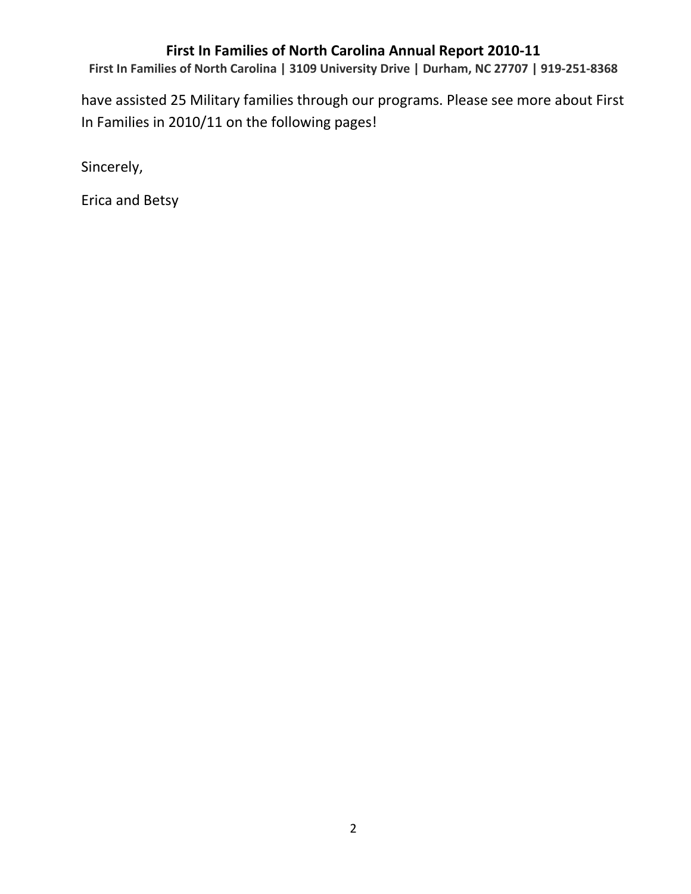have assisted 25 Military families through our programs. Please see more about First In Families in 2010/11 on the following pages!

Sincerely,

Erica and Betsy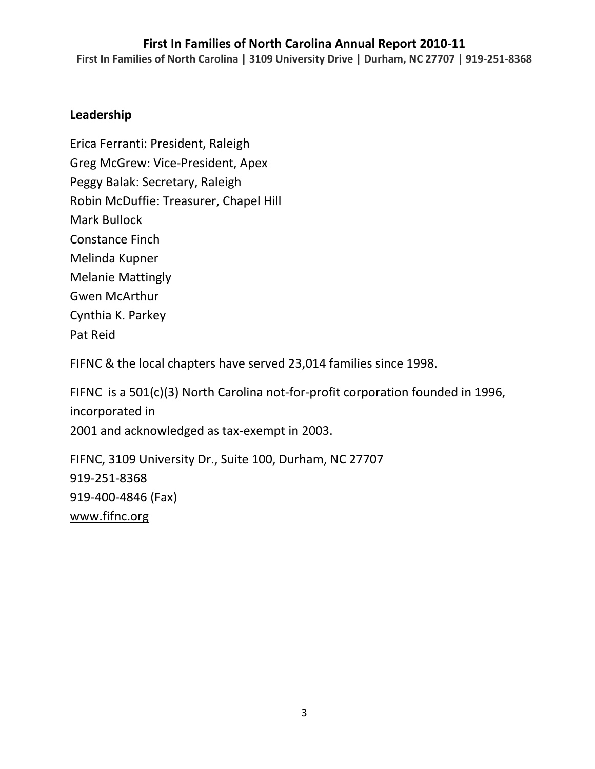## Leadership

Erica Ferranti: President, Raleigh
Greg McGrew: Vice-President, Apex
Peggy Balak: Secretary, Raleigh
Robin McDuffie: Treasurer, Chapel Hill
Mark Bullock
Constance Finch
Melinda Kupner
Melanie Mattingly
Gwen McArthur
Cynthia K. Parkey
Pat Reid

FIFNC & the local chapters have served 23,014 families since 1998.

FIFNC is a 501(c)(3) North Carolina not-for-profit corporation founded in 1996, incorporated in
2001 and acknowledged as tax-exempt in 2003.

FIFNC, 3109 University Dr., Suite 100, Durham, NC 27707
919-251-8368
919-400-4846 (Fax)
www.fifnc.org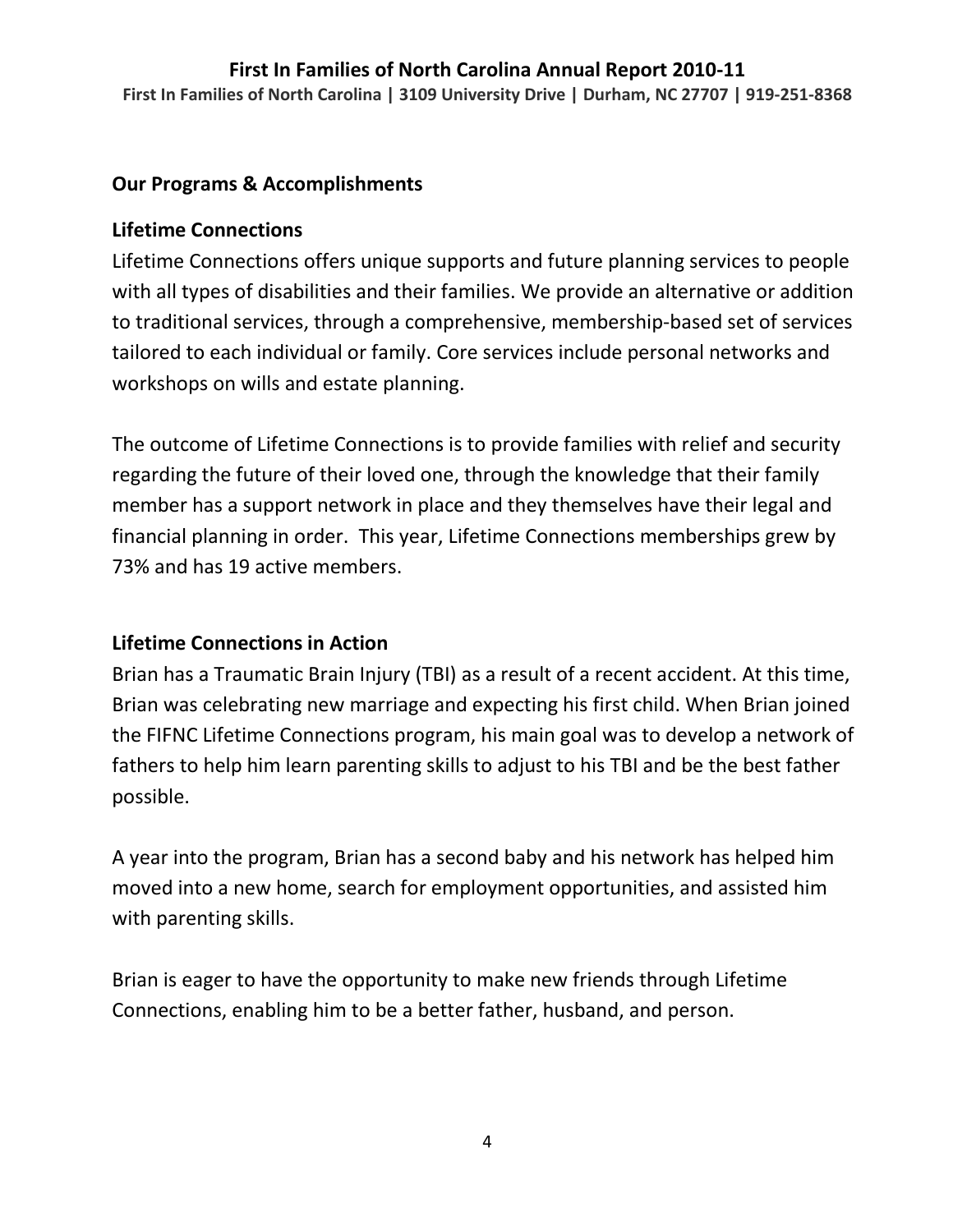## Our Programs & Accomplishments

### Lifetime Connections

Lifetime Connections offers unique supports and future planning services to people with all types of disabilities and their families. We provide an alternative or addition to traditional services, through a comprehensive, membership-based set of services tailored to each individual or family. Core services include personal networks and workshops on wills and estate planning.

The outcome of Lifetime Connections is to provide families with relief and security regarding the future of their loved one, through the knowledge that their family member has a support network in place and they themselves have their legal and financial planning in order. This year, Lifetime Connections memberships grew by 73% and has 19 active members.

### Lifetime Connections in Action

Brian has a Traumatic Brain Injury (TBI) as a result of a recent accident. At this time, Brian was celebrating new marriage and expecting his first child. When Brian joined the FIFNC Lifetime Connections program, his main goal was to develop a network of fathers to help him learn parenting skills to adjust to his TBI and be the best father possible.

A year into the program, Brian has a second baby and his network has helped him moved into a new home, search for employment opportunities, and assisted him with parenting skills.

Brian is eager to have the opportunity to make new friends through Lifetime Connections, enabling him to be a better father, husband, and person.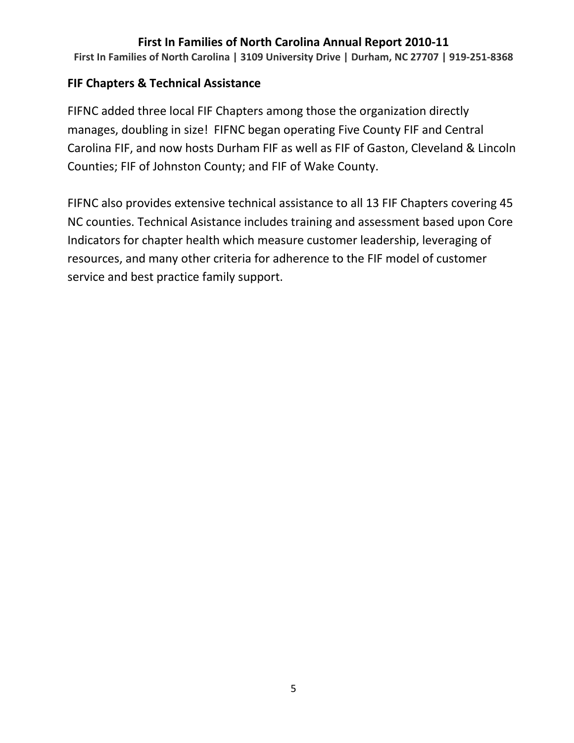## FIF Chapters & Technical Assistance

FIFNC added three local FIF Chapters among those the organization directly manages, doubling in size! FIFNC began operating Five County FIF and Central Carolina FIF, and now hosts Durham FIF as well as FIF of Gaston, Cleveland & Lincoln Counties; FIF of Johnston County; and FIF of Wake County.

FIFNC also provides extensive technical assistance to all 13 FIF Chapters covering 45 NC counties. Technical Asistance includes training and assessment based upon Core Indicators for chapter health which measure customer leadership, leveraging of resources, and many other criteria for adherence to the FIF model of customer service and best practice family support.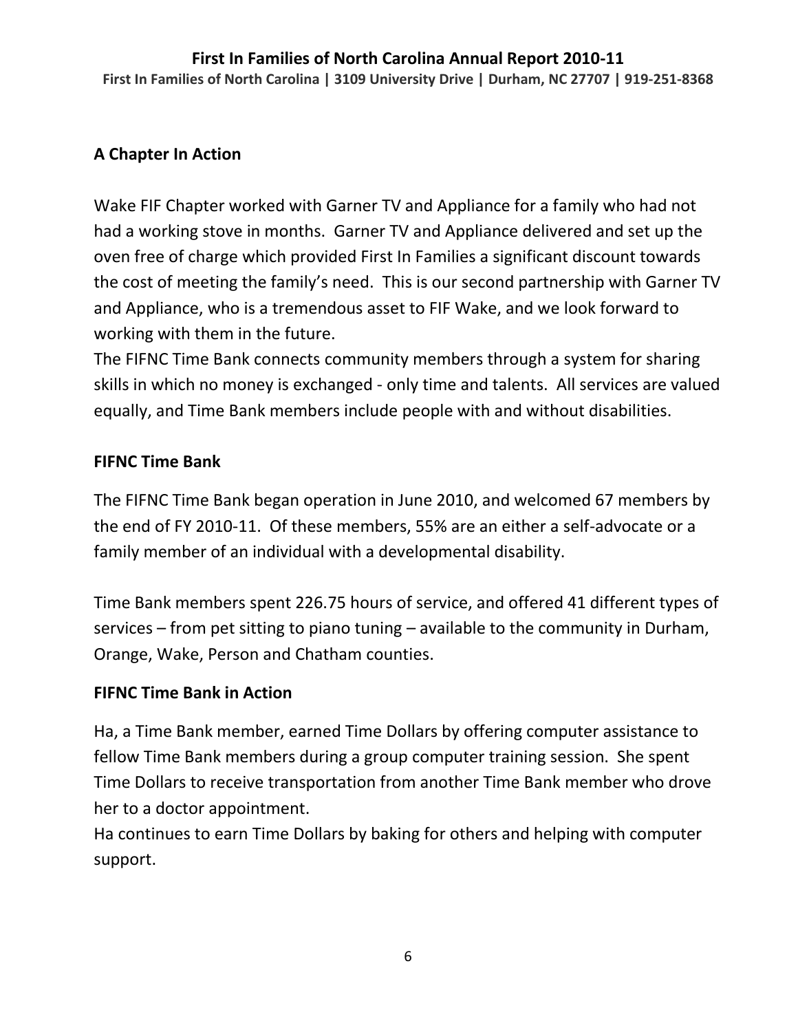## A Chapter In Action

Wake FIF Chapter worked with Garner TV and Appliance for a family who had not had a working stove in months. Garner TV and Appliance delivered and set up the oven free of charge which provided First In Families a significant discount towards the cost of meeting the family's need. This is our second partnership with Garner TV and Appliance, who is a tremendous asset to FIF Wake, and we look forward to working with them in the future.
The FIFNC Time Bank connects community members through a system for sharing skills in which no money is exchanged - only time and talents. All services are valued equally, and Time Bank members include people with and without disabilities.

## FIFNC Time Bank

The FIFNC Time Bank began operation in June 2010, and welcomed 67 members by the end of FY 2010-11. Of these members, 55% are an either a self-advocate or a family member of an individual with a developmental disability.

Time Bank members spent 226.75 hours of service, and offered 41 different types of services – from pet sitting to piano tuning – available to the community in Durham, Orange, Wake, Person and Chatham counties.

## FIFNC Time Bank in Action

Ha, a Time Bank member, earned Time Dollars by offering computer assistance to fellow Time Bank members during a group computer training session. She spent Time Dollars to receive transportation from another Time Bank member who drove her to a doctor appointment.
Ha continues to earn Time Dollars by baking for others and helping with computer support.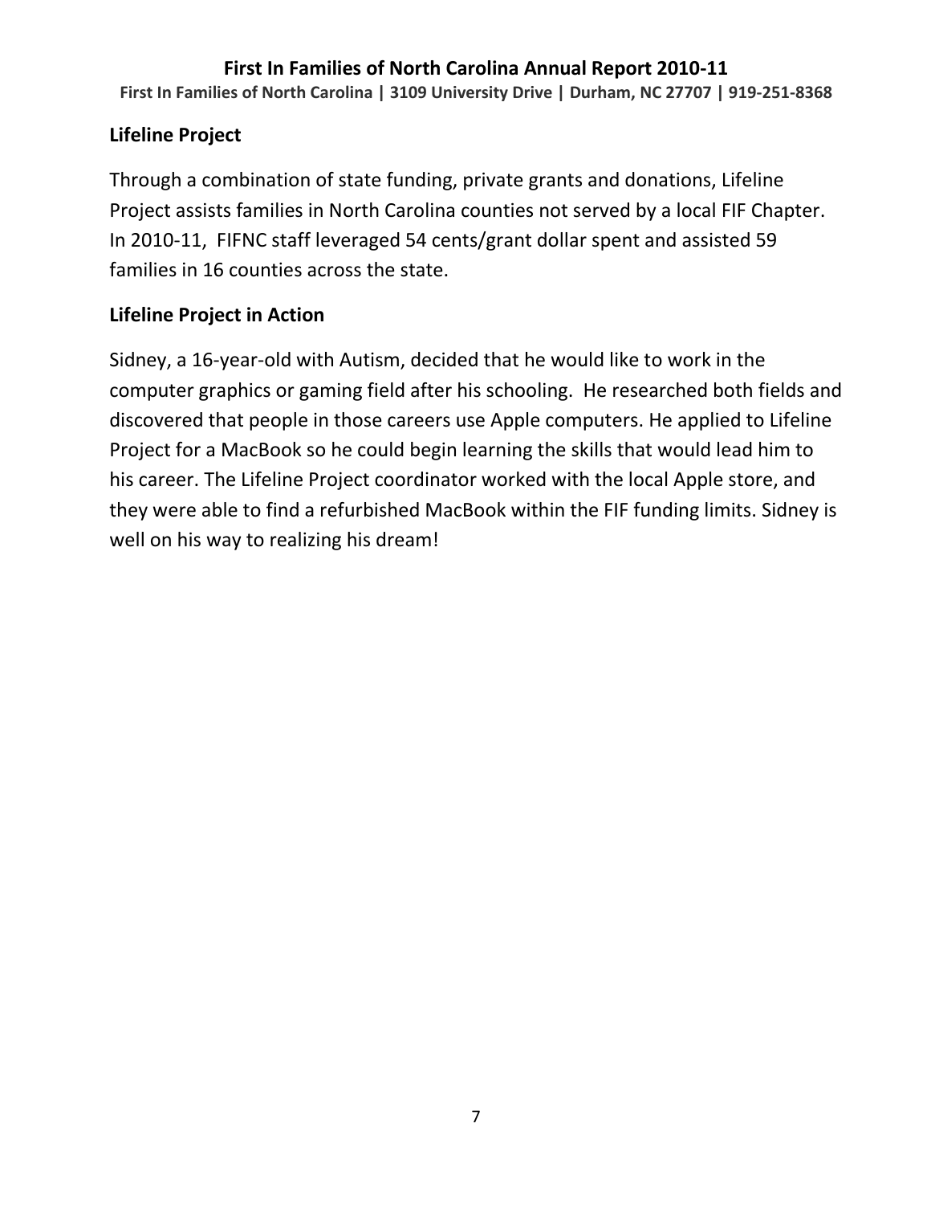## Lifeline Project

Through a combination of state funding, private grants and donations, Lifeline Project assists families in North Carolina counties not served by a local FIF Chapter. In 2010-11, FIFNC staff leveraged 54 cents/grant dollar spent and assisted 59 families in 16 counties across the state.

## Lifeline Project in Action

Sidney, a 16-year-old with Autism, decided that he would like to work in the computer graphics or gaming field after his schooling. He researched both fields and discovered that people in those careers use Apple computers. He applied to Lifeline Project for a MacBook so he could begin learning the skills that would lead him to his career. The Lifeline Project coordinator worked with the local Apple store, and they were able to find a refurbished MacBook within the FIF funding limits. Sidney is well on his way to realizing his dream!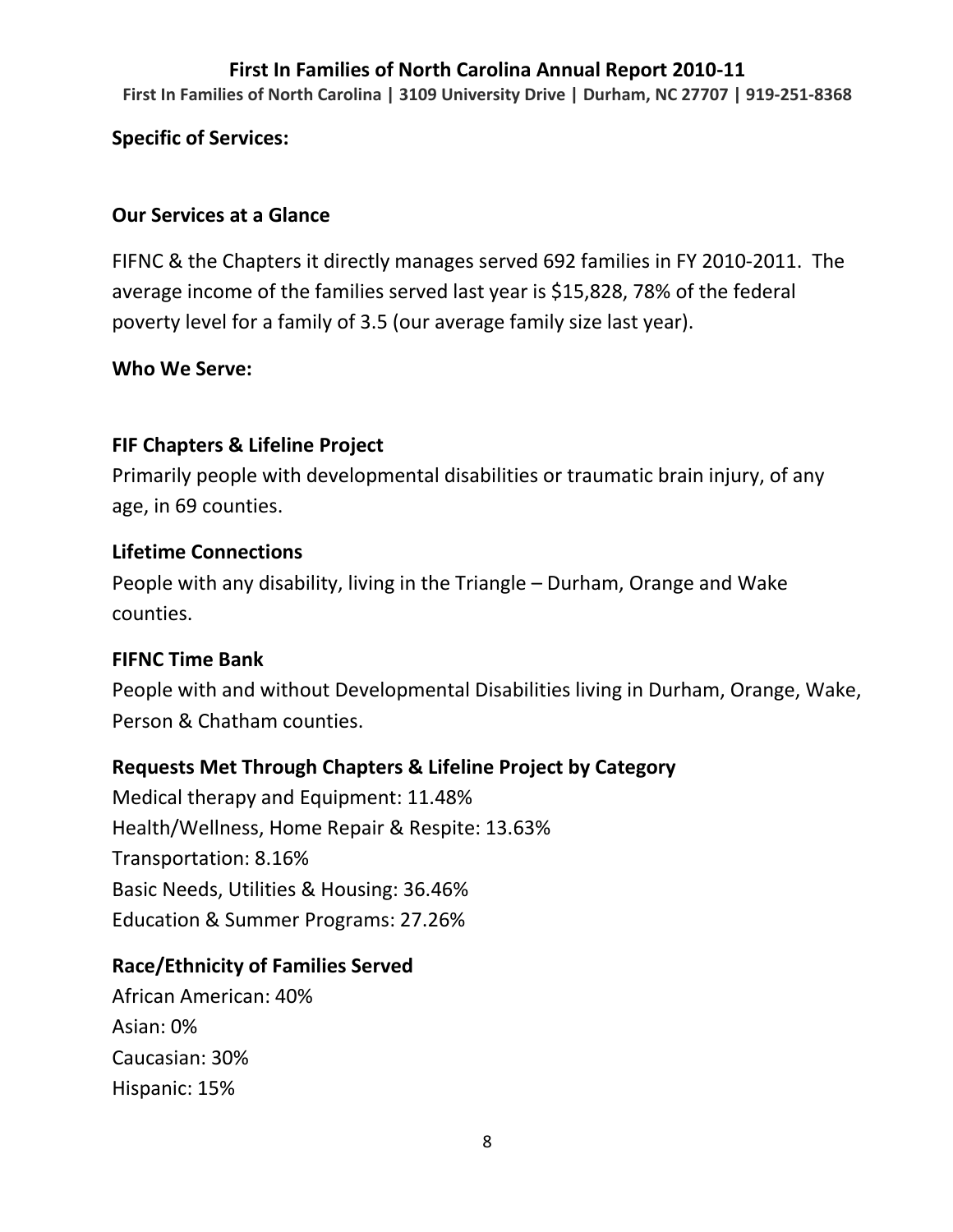## Specific of Services:

### Our Services at a Glance

FIFNC & the Chapters it directly manages served 692 families in FY 2010-2011. The average income of the families served last year is $15,828, 78% of the federal poverty level for a family of 3.5 (our average family size last year).

### Who We Serve:

#### FIF Chapters & Lifeline Project

Primarily people with developmental disabilities or traumatic brain injury, of any age, in 69 counties.

#### Lifetime Connections

People with any disability, living in the Triangle – Durham, Orange and Wake counties.

#### FIFNC Time Bank

People with and without Developmental Disabilities living in Durham, Orange, Wake, Person & Chatham counties.

#### Requests Met Through Chapters & Lifeline Project by Category

Medical therapy and Equipment: 11.48%
Health/Wellness, Home Repair & Respite: 13.63%
Transportation: 8.16%
Basic Needs, Utilities & Housing: 36.46%
Education & Summer Programs: 27.26%

#### Race/Ethnicity of Families Served

African American: 40%
Asian: 0%
Caucasian: 30%
Hispanic: 15%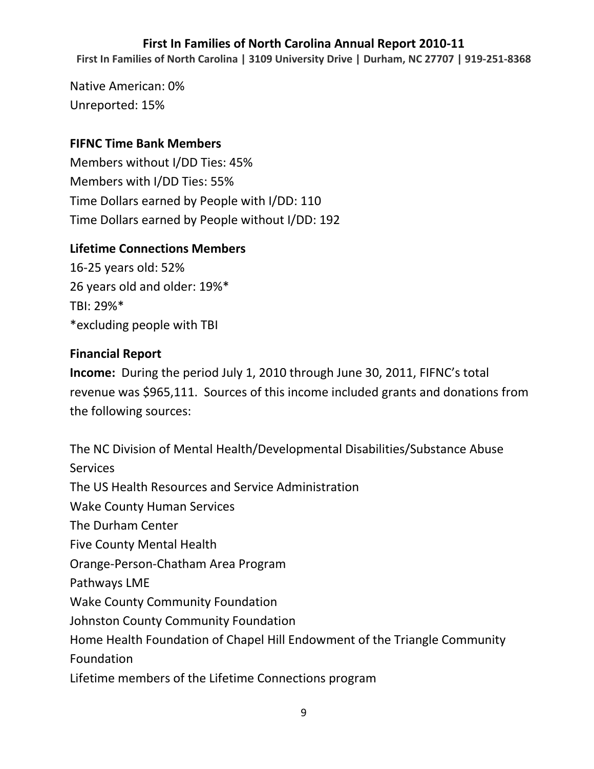Native American: 0%
Unreported: 15%

**FIFNC Time Bank Members**

Members without I/DD Ties: 45%
Members with I/DD Ties: 55%
Time Dollars earned by People with I/DD: 110
Time Dollars earned by People without I/DD: 192

**Lifetime Connections Members**

16-25 years old: 52%
26 years old and older: 19%*
TBI: 29%*
*excluding people with TBI

**Financial Report**

**Income:** During the period July 1, 2010 through June 30, 2011, FIFNC's total revenue was $965,111. Sources of this income included grants and donations from the following sources:

The NC Division of Mental Health/Developmental Disabilities/Substance Abuse Services
The US Health Resources and Service Administration
Wake County Human Services
The Durham Center
Five County Mental Health
Orange-Person-Chatham Area Program
Pathways LME
Wake County Community Foundation
Johnston County Community Foundation
Home Health Foundation of Chapel Hill Endowment of the Triangle Community Foundation
Lifetime members of the Lifetime Connections program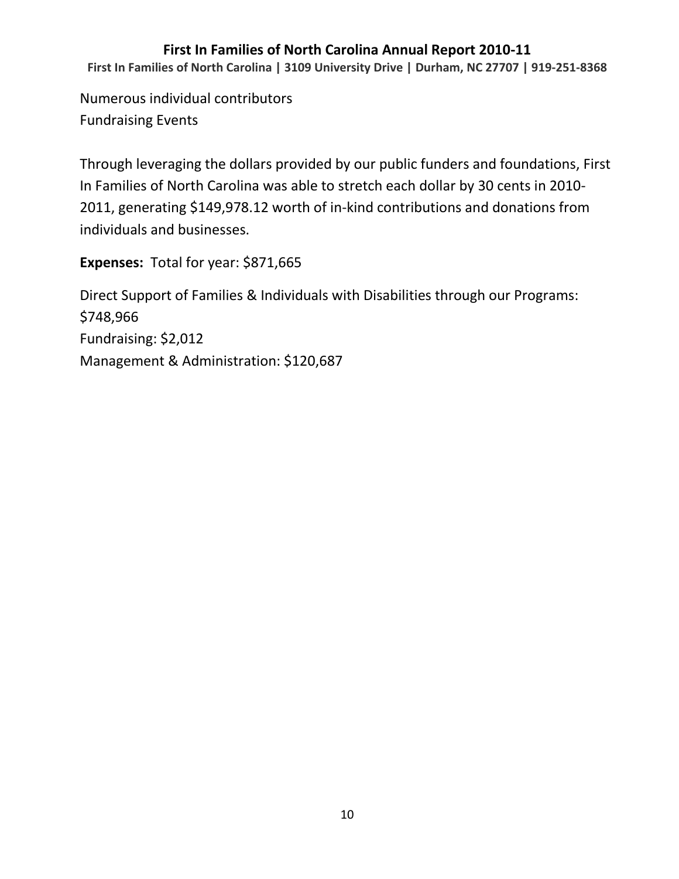Numerous individual contributors
Fundraising Events

Through leveraging the dollars provided by our public funders and foundations, First In Families of North Carolina was able to stretch each dollar by 30 cents in 2010-2011, generating $149,978.12 worth of in-kind contributions and donations from individuals and businesses.

**Expenses:** Total for year: $871,665

Direct Support of Families & Individuals with Disabilities through our Programs: $748,966
Fundraising: $2,012
Management & Administration: $120,687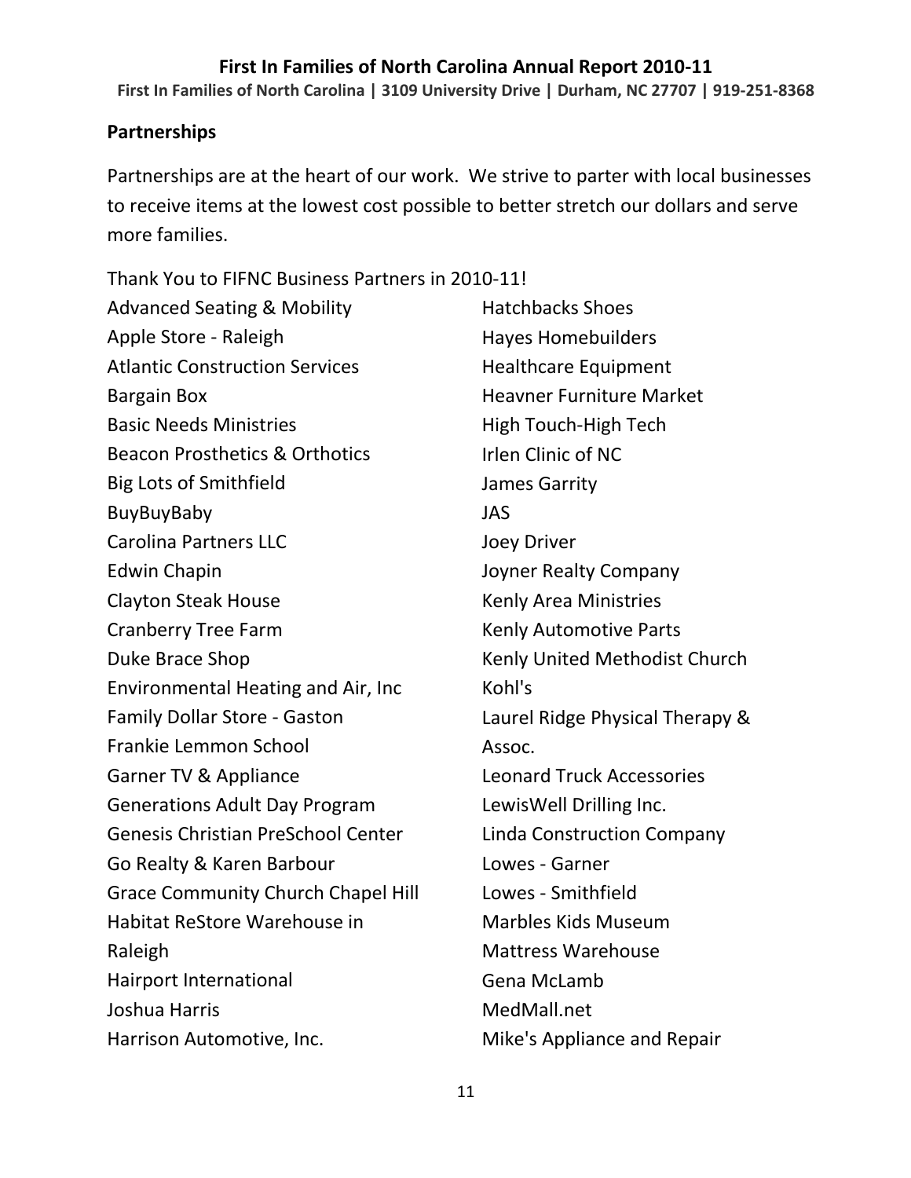## Partnerships

Partnerships are at the heart of our work. We strive to parter with local businesses to receive items at the lowest cost possible to better stretch our dollars and serve more families.

Thank You to FIFNC Business Partners in 2010-11!

Advanced Seating & Mobility
Apple Store - Raleigh
Atlantic Construction Services
Bargain Box
Basic Needs Ministries
Beacon Prosthetics & Orthotics
Big Lots of Smithfield
BuyBuyBaby
Carolina Partners LLC
Edwin Chapin
Clayton Steak House
Cranberry Tree Farm
Duke Brace Shop
Environmental Heating and Air, Inc
Family Dollar Store - Gaston
Frankie Lemmon School
Garner TV & Appliance
Generations Adult Day Program
Genesis Christian PreSchool Center
Go Realty & Karen Barbour
Grace Community Church Chapel Hill
Habitat ReStore Warehouse in Raleigh
Hairport International
Joshua Harris
Harrison Automotive, Inc.
Hatchbacks Shoes
Hayes Homebuilders
Healthcare Equipment
Heavner Furniture Market
High Touch-High Tech
Irlen Clinic of NC
James Garrity
JAS
Joey Driver
Joyner Realty Company
Kenly Area Ministries
Kenly Automotive Parts
Kenly United Methodist Church
Kohl's
Laurel Ridge Physical Therapy & Assoc.
Leonard Truck Accessories
LewisWell Drilling Inc.
Linda Construction Company
Lowes - Garner
Lowes - Smithfield
Marbles Kids Museum
Mattress Warehouse
Gena McLamb
MedMall.net
Mike's Appliance and Repair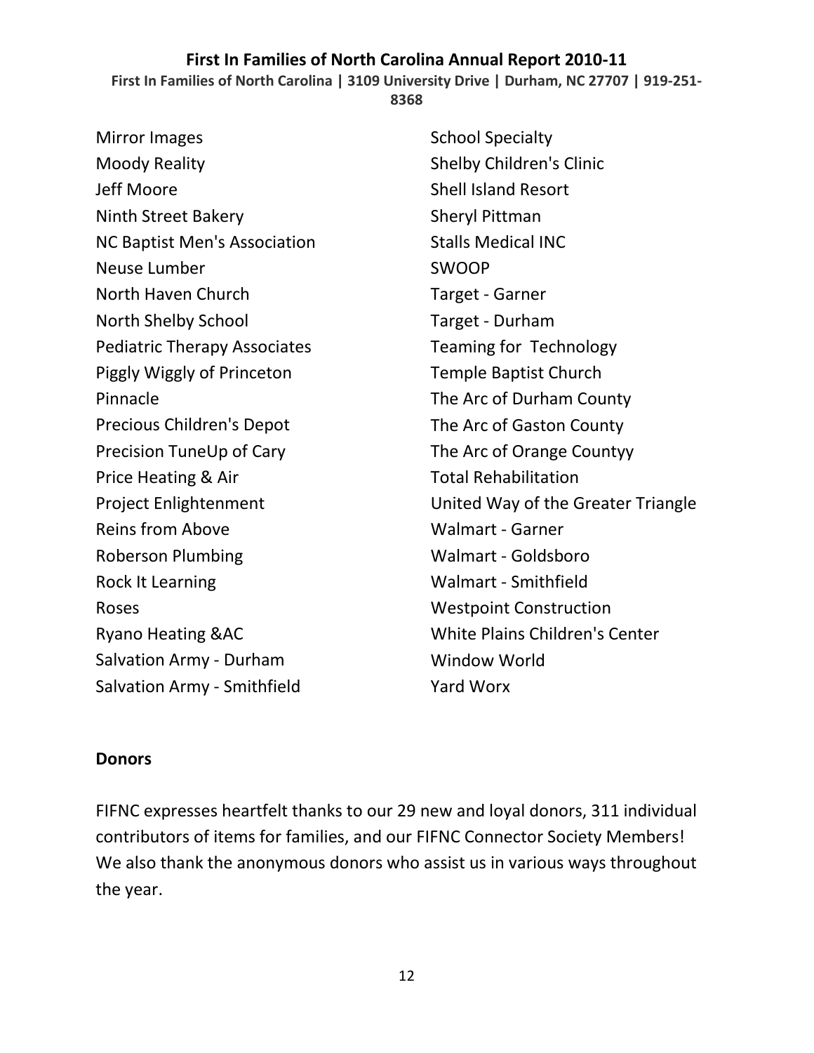Mirror Images
Moody Reality
Jeff Moore
Ninth Street Bakery
NC Baptist Men's Association
Neuse Lumber
North Haven Church
North Shelby School
Pediatric Therapy Associates
Piggly Wiggly of Princeton
Pinnacle
Precious Children's Depot
Precision TuneUp of Cary
Price Heating & Air
Project Enlightenment
Reins from Above
Roberson Plumbing
Rock It Learning
Roses
Ryano Heating &AC
Salvation Army - Durham
Salvation Army - Smithfield
School Specialty
Shelby Children's Clinic
Shell Island Resort
Sheryl Pittman
Stalls Medical INC
SWOOP
Target - Garner
Target - Durham
Teaming for Technology
Temple Baptist Church
The Arc of Durham County
The Arc of Gaston County
The Arc of Orange Countyy
Total Rehabilitation
United Way of the Greater Triangle
Walmart - Garner
Walmart - Goldsboro
Walmart - Smithfield
Westpoint Construction
White Plains Children's Center
Window World
Yard Worx

## Donors

FIFNC expresses heartfelt thanks to our 29 new and loyal donors, 311 individual contributors of items for families, and our FIFNC Connector Society Members! We also thank the anonymous donors who assist us in various ways throughout the year.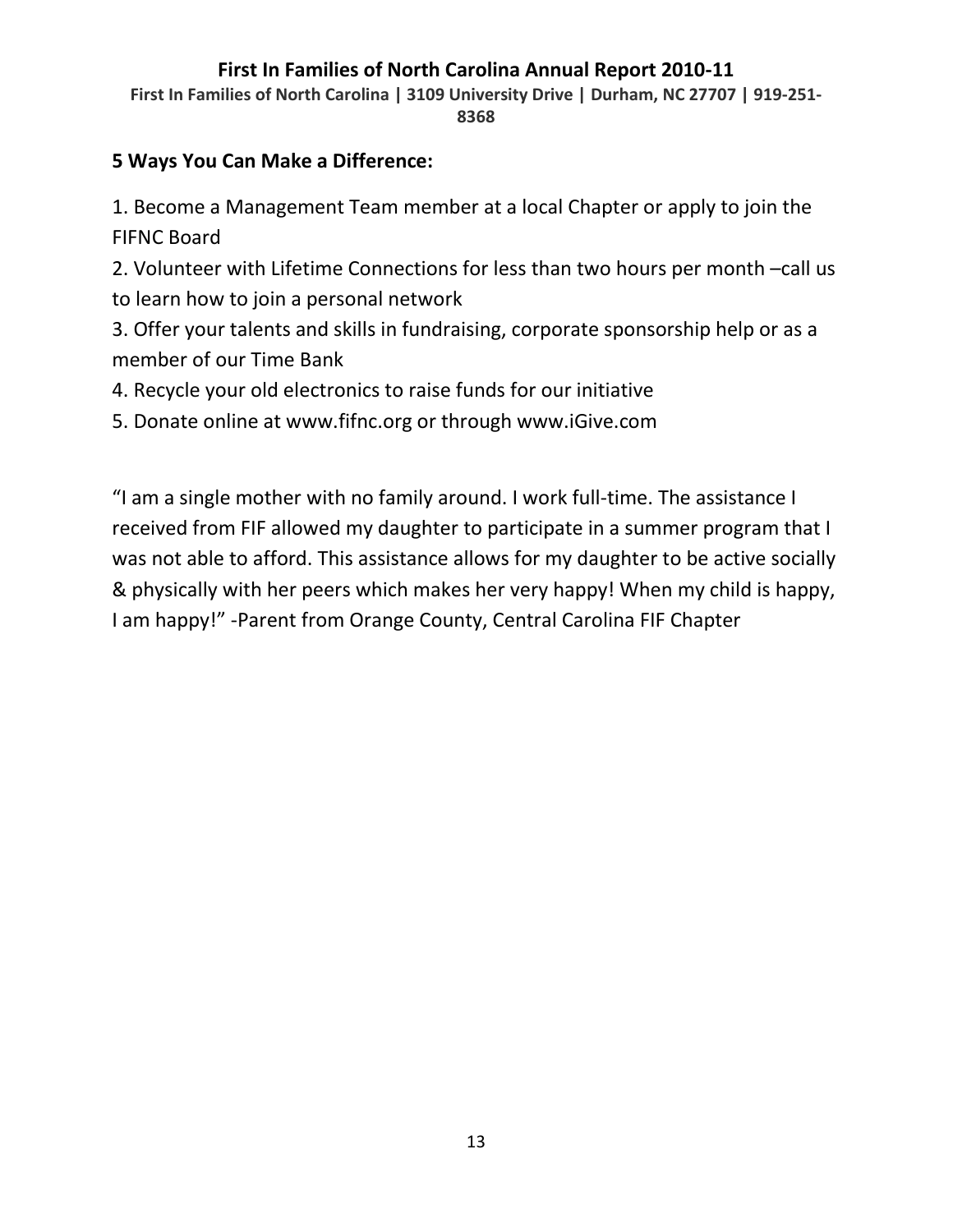## 5 Ways You Can Make a Difference:

1. Become a Management Team member at a local Chapter or apply to join the FIFNC Board
2. Volunteer with Lifetime Connections for less than two hours per month –call us to learn how to join a personal network
3. Offer your talents and skills in fundraising, corporate sponsorship help or as a member of our Time Bank
4. Recycle your old electronics to raise funds for our initiative
5. Donate online at www.fifnc.org or through www.iGive.com

"I am a single mother with no family around. I work full-time. The assistance I received from FIF allowed my daughter to participate in a summer program that I was not able to afford. This assistance allows for my daughter to be active socially & physically with her peers which makes her very happy! When my child is happy, I am happy!" -Parent from Orange County, Central Carolina FIF Chapter